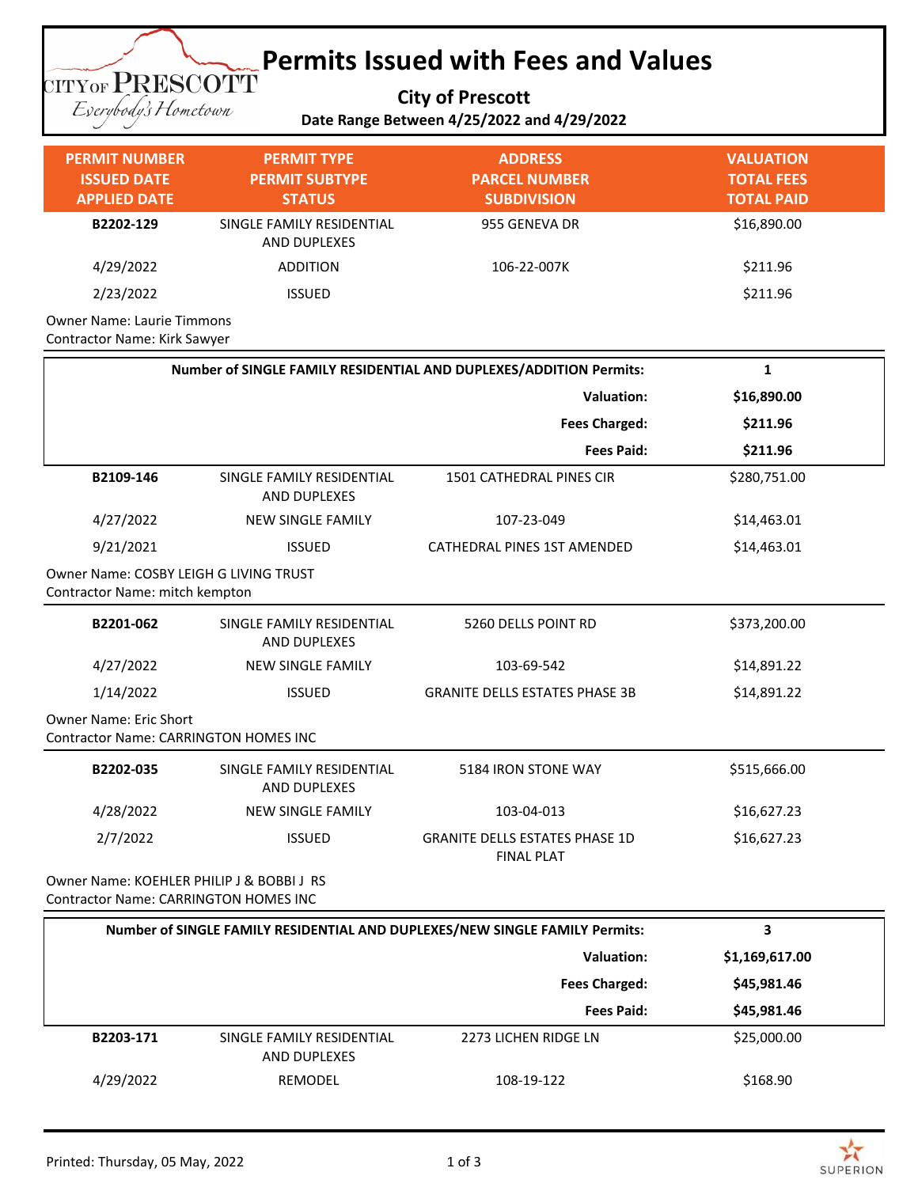# Permits Issued with Fees and Values

**City of Prescott**

**Date Range Between 4/25/2022 and 4/29/2022**

| PERMIT NUMBER / ISSUED DATE / APPLIED DATE | PERMIT TYPE / PERMIT SUBTYPE / STATUS | ADDRESS / PARCEL NUMBER / SUBDIVISION | VALUATION / TOTAL FEES / TOTAL PAID |
|---|---|---|---|
| **B2202-129** | SINGLE FAMILY RESIDENTIAL AND DUPLEXES | 955 GENEVA DR | $16,890.00 |
| 4/29/2022 | ADDITION | 106-22-007K | $211.96 |
| 2/23/2022 | ISSUED | | $211.96 |

Owner Name: Laurie Timmons
Contractor Name: Kirk Sawyer

| **Number of SINGLE FAMILY RESIDENTIAL AND DUPLEXES/ADDITION Permits:** | **1** |
|---|---|
| **Valuation:** | **$16,890.00** |
| **Fees Charged:** | **$211.96** |
| **Fees Paid:** | **$211.96** |

| PERMIT NUMBER / ISSUED DATE / APPLIED DATE | PERMIT TYPE / PERMIT SUBTYPE / STATUS | ADDRESS / PARCEL NUMBER / SUBDIVISION | VALUATION / TOTAL FEES / TOTAL PAID |
|---|---|---|---|
| **B2109-146** | SINGLE FAMILY RESIDENTIAL AND DUPLEXES | 1501 CATHEDRAL PINES CIR | $280,751.00 |
| 4/27/2022 | NEW SINGLE FAMILY | 107-23-049 | $14,463.01 |
| 9/21/2021 | ISSUED | CATHEDRAL PINES 1ST AMENDED | $14,463.01 |

Owner Name: COSBY LEIGH G LIVING TRUST
Contractor Name: mitch kempton

| PERMIT NUMBER / ISSUED DATE / APPLIED DATE | PERMIT TYPE / PERMIT SUBTYPE / STATUS | ADDRESS / PARCEL NUMBER / SUBDIVISION | VALUATION / TOTAL FEES / TOTAL PAID |
|---|---|---|---|
| **B2201-062** | SINGLE FAMILY RESIDENTIAL AND DUPLEXES | 5260 DELLS POINT RD | $373,200.00 |
| 4/27/2022 | NEW SINGLE FAMILY | 103-69-542 | $14,891.22 |
| 1/14/2022 | ISSUED | GRANITE DELLS ESTATES PHASE 3B | $14,891.22 |

Owner Name: Eric Short
Contractor Name: CARRINGTON HOMES INC

| PERMIT NUMBER / ISSUED DATE / APPLIED DATE | PERMIT TYPE / PERMIT SUBTYPE / STATUS | ADDRESS / PARCEL NUMBER / SUBDIVISION | VALUATION / TOTAL FEES / TOTAL PAID |
|---|---|---|---|
| **B2202-035** | SINGLE FAMILY RESIDENTIAL AND DUPLEXES | 5184 IRON STONE WAY | $515,666.00 |
| 4/28/2022 | NEW SINGLE FAMILY | 103-04-013 | $16,627.23 |
| 2/7/2022 | ISSUED | GRANITE DELLS ESTATES PHASE 1D FINAL PLAT | $16,627.23 |

Owner Name: KOEHLER PHILIP J & BOBBI J RS
Contractor Name: CARRINGTON HOMES INC

| **Number of SINGLE FAMILY RESIDENTIAL AND DUPLEXES/NEW SINGLE FAMILY Permits:** | **3** |
|---|---|
| **Valuation:** | **$1,169,617.00** |
| **Fees Charged:** | **$45,981.46** |
| **Fees Paid:** | **$45,981.46** |

| PERMIT NUMBER / ISSUED DATE / APPLIED DATE | PERMIT TYPE / PERMIT SUBTYPE / STATUS | ADDRESS / PARCEL NUMBER / SUBDIVISION | VALUATION / TOTAL FEES / TOTAL PAID |
|---|---|---|---|
| **B2203-171** | SINGLE FAMILY RESIDENTIAL AND DUPLEXES | 2273 LICHEN RIDGE LN | $25,000.00 |
| 4/29/2022 | REMODEL | 108-19-122 | $168.90 |

Printed: Thursday, 05 May, 2022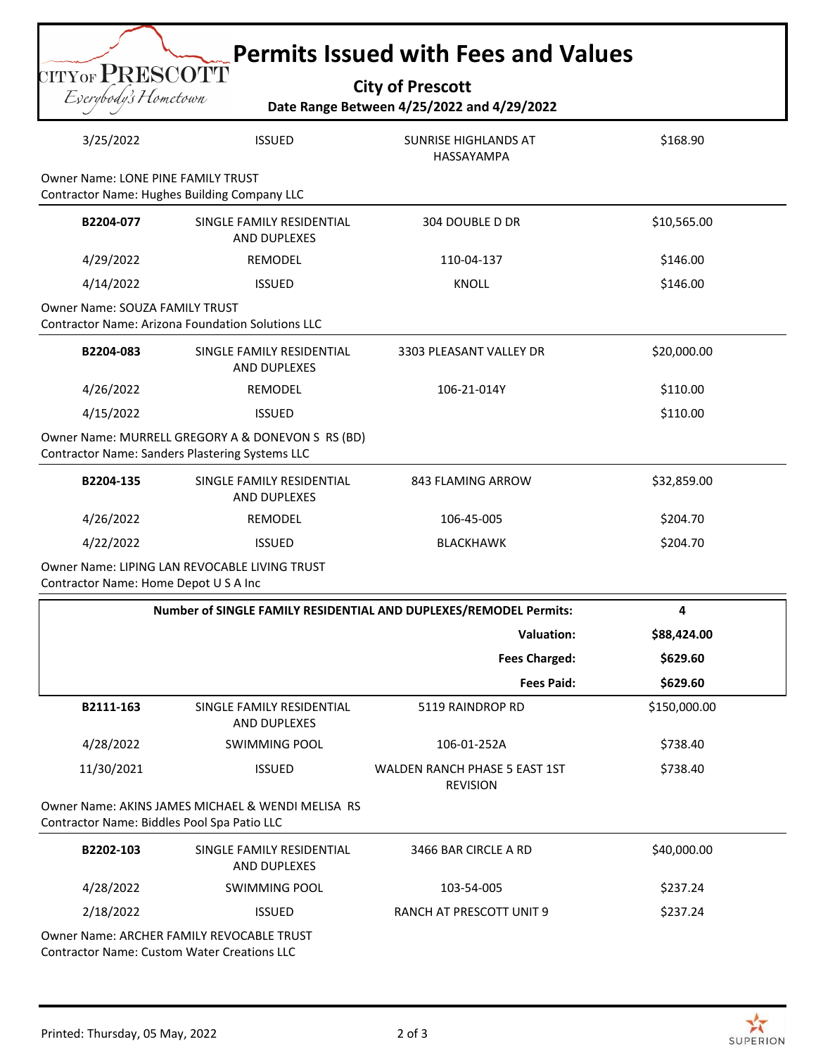# Permits Issued with Fees and Values

**City of Prescott**

**Date Range Between 4/25/2022 and 4/29/2022**

| | | | |
|---|---|---|---|
| 3/25/2022 | ISSUED | SUNRISE HIGHLANDS AT HASSAYAMPA | $168.90 |

Owner Name: LONE PINE FAMILY TRUST
Contractor Name: Hughes Building Company LLC

| | | | |
|---|---|---|---|
| **B2204-077** | SINGLE FAMILY RESIDENTIAL AND DUPLEXES | 304 DOUBLE D DR | $10,565.00 |
| 4/29/2022 | REMODEL | 110-04-137 | $146.00 |
| 4/14/2022 | ISSUED | KNOLL | $146.00 |

Owner Name: SOUZA FAMILY TRUST
Contractor Name: Arizona Foundation Solutions LLC

| | | | |
|---|---|---|---|
| **B2204-083** | SINGLE FAMILY RESIDENTIAL AND DUPLEXES | 3303 PLEASANT VALLEY DR | $20,000.00 |
| 4/26/2022 | REMODEL | 106-21-014Y | $110.00 |
| 4/15/2022 | ISSUED | | $110.00 |

Owner Name: MURRELL GREGORY A & DONEVON S RS (BD)
Contractor Name: Sanders Plastering Systems LLC

| | | | |
|---|---|---|---|
| **B2204-135** | SINGLE FAMILY RESIDENTIAL AND DUPLEXES | 843 FLAMING ARROW | $32,859.00 |
| 4/26/2022 | REMODEL | 106-45-005 | $204.70 |
| 4/22/2022 | ISSUED | BLACKHAWK | $204.70 |

Owner Name: LIPING LAN REVOCABLE LIVING TRUST
Contractor Name: Home Depot U S A Inc

| | |
|---|---|
| **Number of SINGLE FAMILY RESIDENTIAL AND DUPLEXES/REMODEL Permits:** | **4** |
| **Valuation:** | **$88,424.00** |
| **Fees Charged:** | **$629.60** |
| **Fees Paid:** | **$629.60** |

| | | | |
|---|---|---|---|
| **B2111-163** | SINGLE FAMILY RESIDENTIAL AND DUPLEXES | 5119 RAINDROP RD | $150,000.00 |
| 4/28/2022 | SWIMMING POOL | 106-01-252A | $738.40 |
| 11/30/2021 | ISSUED | WALDEN RANCH PHASE 5 EAST 1ST REVISION | $738.40 |

Owner Name: AKINS JAMES MICHAEL & WENDI MELISA RS
Contractor Name: Biddles Pool Spa Patio LLC

| | | | |
|---|---|---|---|
| **B2202-103** | SINGLE FAMILY RESIDENTIAL AND DUPLEXES | 3466 BAR CIRCLE A RD | $40,000.00 |
| 4/28/2022 | SWIMMING POOL | 103-54-005 | $237.24 |
| 2/18/2022 | ISSUED | RANCH AT PRESCOTT UNIT 9 | $237.24 |

Owner Name: ARCHER FAMILY REVOCABLE TRUST
Contractor Name: Custom Water Creations LLC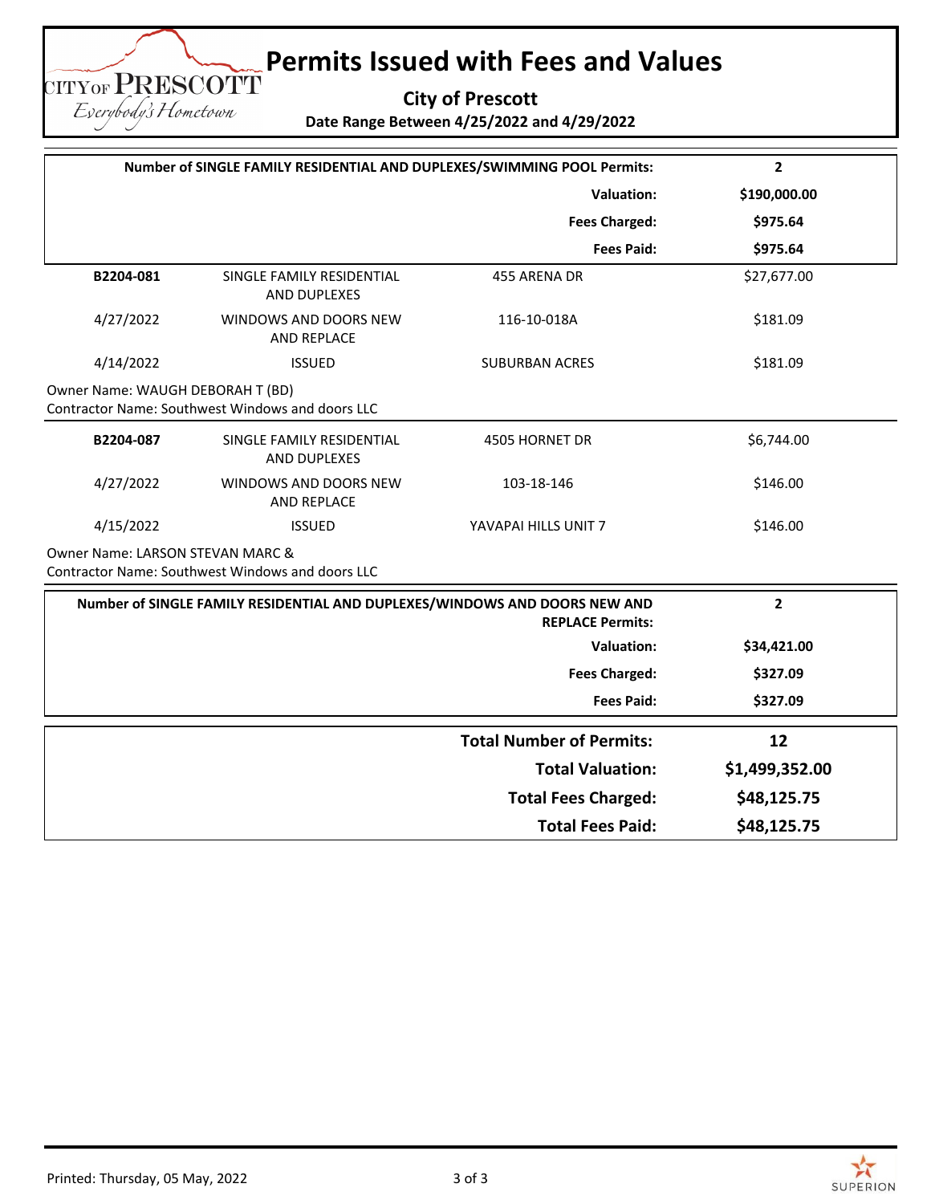# Permits Issued with Fees and Values

**City of Prescott**

**Date Range Between 4/25/2022 and 4/29/2022**

| | | | |
|---|---|---|---|
| **Number of SINGLE FAMILY RESIDENTIAL AND DUPLEXES/SWIMMING POOL Permits:** | | | **2** |
| | | **Valuation:** | **$190,000.00** |
| | | **Fees Charged:** | **$975.64** |
| | | **Fees Paid:** | **$975.64** |

| | | | |
|---|---|---|---|
| **B2204-081** | SINGLE FAMILY RESIDENTIAL AND DUPLEXES | 455 ARENA DR | $27,677.00 |
| 4/27/2022 | WINDOWS AND DOORS NEW AND REPLACE | 116-10-018A | $181.09 |
| 4/14/2022 | ISSUED | SUBURBAN ACRES | $181.09 |

Owner Name: WAUGH DEBORAH T (BD)
Contractor Name: Southwest Windows and doors LLC

| | | | |
|---|---|---|---|
| **B2204-087** | SINGLE FAMILY RESIDENTIAL AND DUPLEXES | 4505 HORNET DR | $6,744.00 |
| 4/27/2022 | WINDOWS AND DOORS NEW AND REPLACE | 103-18-146 | $146.00 |
| 4/15/2022 | ISSUED | YAVAPAI HILLS UNIT 7 | $146.00 |

Owner Name: LARSON STEVAN MARC &
Contractor Name: Southwest Windows and doors LLC

| | | | |
|---|---|---|---|
| **Number of SINGLE FAMILY RESIDENTIAL AND DUPLEXES/WINDOWS AND DOORS NEW AND REPLACE Permits:** | | | **2** |
| | | **Valuation:** | **$34,421.00** |
| | | **Fees Charged:** | **$327.09** |
| | | **Fees Paid:** | **$327.09** |

| | |
|---|---|
| **Total Number of Permits:** | **12** |
| **Total Valuation:** | **$1,499,352.00** |
| **Total Fees Charged:** | **$48,125.75** |
| **Total Fees Paid:** | **$48,125.75** |

Printed: Thursday, 05 May, 2022